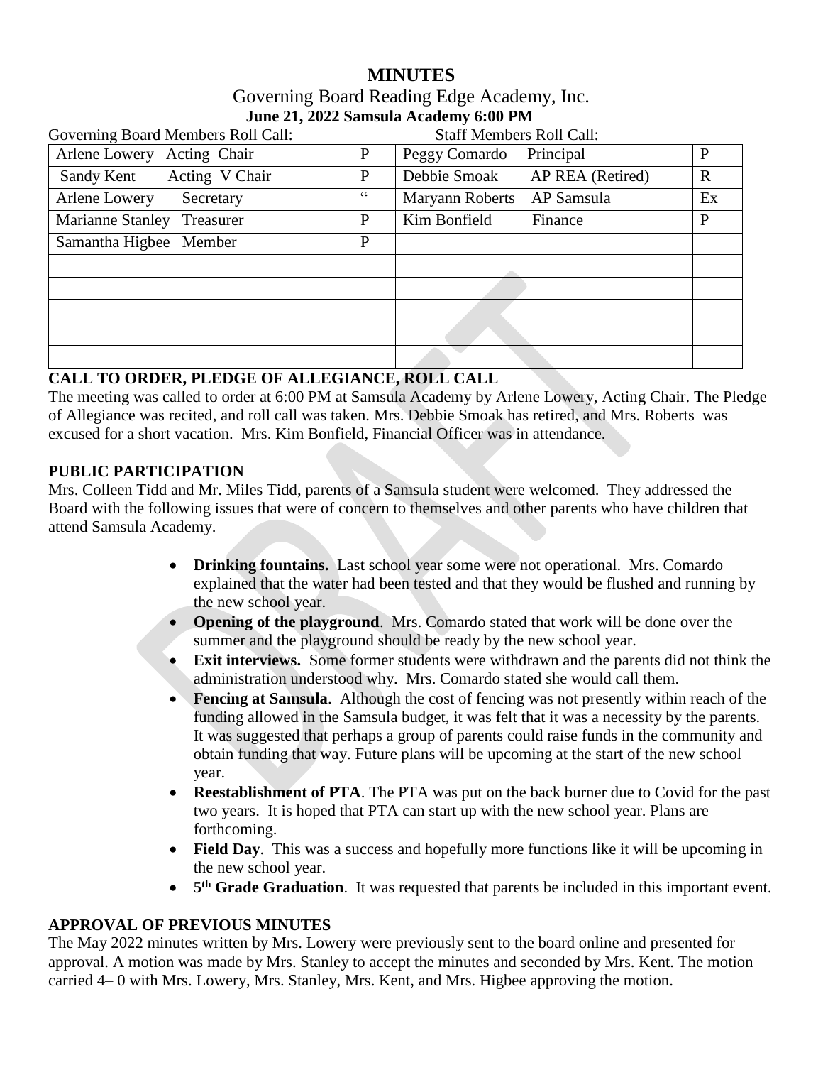# MINUTES

## Governing Board Reading Edge Academy, Inc.

**June 21, 2022 Samsula Academy 6:00 PM**

| Governing Board Members Roll Call: | | Staff Members Roll Call: | |
|---|---|---|---|
| Arlene Lowery Acting Chair | P | Peggy Comardo Principal | P |
| Sandy Kent Acting V Chair | P | Debbie Smoak AP REA (Retired) | R |
| Arlene Lowery Secretary | " | Maryann Roberts AP Samsula | Ex |
| Marianne Stanley Treasurer | P | Kim Bonfield Finance | P |
| Samantha Higbee Member | P | | |
| | | | |
| | | | |
| | | | |
| | | | |
| | | | |

**CALL TO ORDER, PLEDGE OF ALLEGIANCE, ROLL CALL**

The meeting was called to order at 6:00 PM at Samsula Academy by Arlene Lowery, Acting Chair. The Pledge of Allegiance was recited, and roll call was taken. Mrs. Debbie Smoak has retired, and Mrs. Roberts was excused for a short vacation. Mrs. Kim Bonfield, Financial Officer was in attendance.

**PUBLIC PARTICIPATION**

Mrs. Colleen Tidd and Mr. Miles Tidd, parents of a Samsula student were welcomed. They addressed the Board with the following issues that were of concern to themselves and other parents who have children that attend Samsula Academy.

- **Drinking fountains.** Last school year some were not operational. Mrs. Comardo explained that the water had been tested and that they would be flushed and running by the new school year.
- **Opening of the playground**. Mrs. Comardo stated that work will be done over the summer and the playground should be ready by the new school year.
- **Exit interviews.** Some former students were withdrawn and the parents did not think the administration understood why. Mrs. Comardo stated she would call them.
- **Fencing at Samsula**. Although the cost of fencing was not presently within reach of the funding allowed in the Samsula budget, it was felt that it was a necessity by the parents. It was suggested that perhaps a group of parents could raise funds in the community and obtain funding that way. Future plans will be upcoming at the start of the new school year.
- **Reestablishment of PTA**. The PTA was put on the back burner due to Covid for the past two years. It is hoped that PTA can start up with the new school year. Plans are forthcoming.
- **Field Day**. This was a success and hopefully more functions like it will be upcoming in the new school year.
- **5th Grade Graduation**. It was requested that parents be included in this important event.

**APPROVAL OF PREVIOUS MINUTES**

The May 2022 minutes written by Mrs. Lowery were previously sent to the board online and presented for approval. A motion was made by Mrs. Stanley to accept the minutes and seconded by Mrs. Kent. The motion carried 4– 0 with Mrs. Lowery, Mrs. Stanley, Mrs. Kent, and Mrs. Higbee approving the motion.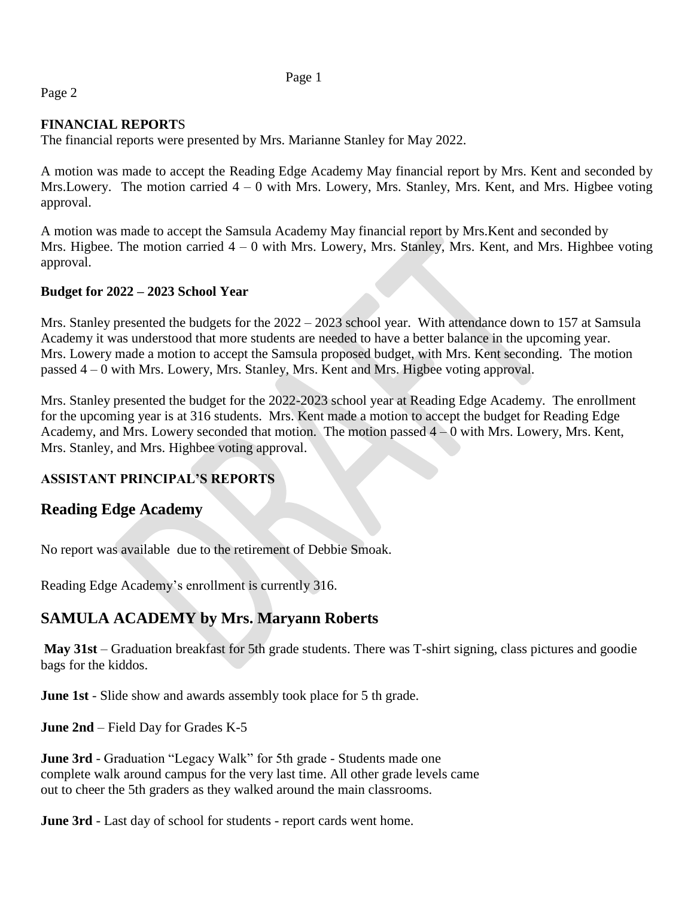## FINANCIAL REPORTS

The financial reports were presented by Mrs. Marianne Stanley for May 2022.

A motion was made to accept the Reading Edge Academy May financial report by Mrs. Kent and seconded by Mrs.Lowery. The motion carried 4 – 0 with Mrs. Lowery, Mrs. Stanley, Mrs. Kent, and Mrs. Higbee voting approval.

A motion was made to accept the Samsula Academy May financial report by Mrs.Kent and seconded by Mrs. Higbee. The motion carried 4 – 0 with Mrs. Lowery, Mrs. Stanley, Mrs. Kent, and Mrs. Highbee voting approval.

### Budget for 2022 – 2023 School Year

Mrs. Stanley presented the budgets for the 2022 – 2023 school year. With attendance down to 157 at Samsula Academy it was understood that more students are needed to have a better balance in the upcoming year. Mrs. Lowery made a motion to accept the Samsula proposed budget, with Mrs. Kent seconding. The motion passed 4 – 0 with Mrs. Lowery, Mrs. Stanley, Mrs. Kent and Mrs. Higbee voting approval.

Mrs. Stanley presented the budget for the 2022-2023 school year at Reading Edge Academy. The enrollment for the upcoming year is at 316 students. Mrs. Kent made a motion to accept the budget for Reading Edge Academy, and Mrs. Lowery seconded that motion. The motion passed 4 – 0 with Mrs. Lowery, Mrs. Kent, Mrs. Stanley, and Mrs. Highbee voting approval.

## ASSISTANT PRINCIPAL'S REPORTS

## Reading Edge Academy

No report was available due to the retirement of Debbie Smoak.

Reading Edge Academy's enrollment is currently 316.

## SAMULA ACADEMY by Mrs. Maryann Roberts

**May 31st** – Graduation breakfast for 5th grade students. There was T-shirt signing, class pictures and goodie bags for the kiddos.

**June 1st** - Slide show and awards assembly took place for 5 th grade.

**June 2nd** – Field Day for Grades K-5

**June 3rd** - Graduation "Legacy Walk" for 5th grade - Students made one complete walk around campus for the very last time. All other grade levels came out to cheer the 5th graders as they walked around the main classrooms.

**June 3rd** - Last day of school for students - report cards went home.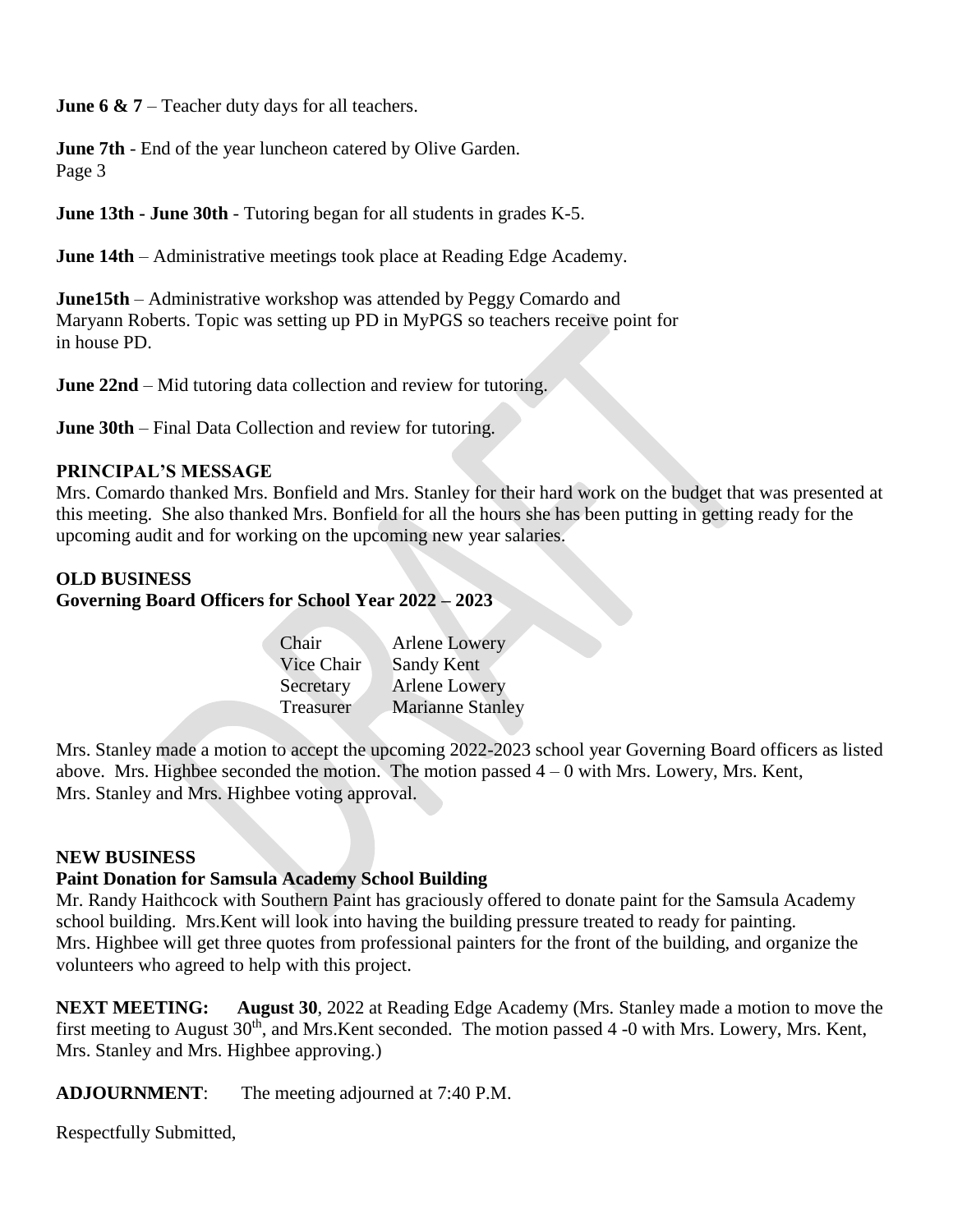**June 6 & 7** – Teacher duty days for all teachers.

**June 7th** - End of the year luncheon catered by Olive Garden.

**June 13th - June 30th** - Tutoring began for all students in grades K-5.

**June 14th** – Administrative meetings took place at Reading Edge Academy.

**June15th** – Administrative workshop was attended by Peggy Comardo and Maryann Roberts. Topic was setting up PD in MyPGS so teachers receive point for in house PD.

**June 22nd** – Mid tutoring data collection and review for tutoring.

**June 30th** – Final Data Collection and review for tutoring.

**PRINCIPAL'S MESSAGE**

Mrs. Comardo thanked Mrs. Bonfield and Mrs. Stanley for their hard work on the budget that was presented at this meeting. She also thanked Mrs. Bonfield for all the hours she has been putting in getting ready for the upcoming audit and for working on the upcoming new year salaries.

**OLD BUSINESS**

**Governing Board Officers for School Year 2022 – 2023**

| | |
|---|---|
| Chair | Arlene Lowery |
| Vice Chair | Sandy Kent |
| Secretary | Arlene Lowery |
| Treasurer | Marianne Stanley |

Mrs. Stanley made a motion to accept the upcoming 2022-2023 school year Governing Board officers as listed above. Mrs. Highbee seconded the motion. The motion passed 4 – 0 with Mrs. Lowery, Mrs. Kent, Mrs. Stanley and Mrs. Highbee voting approval.

**NEW BUSINESS**

**Paint Donation for Samsula Academy School Building**

Mr. Randy Haithcock with Southern Paint has graciously offered to donate paint for the Samsula Academy school building. Mrs.Kent will look into having the building pressure treated to ready for painting. Mrs. Highbee will get three quotes from professional painters for the front of the building, and organize the volunteers who agreed to help with this project.

**NEXT MEETING:** **August 30**, 2022 at Reading Edge Academy (Mrs. Stanley made a motion to move the first meeting to August 30th, and Mrs.Kent seconded. The motion passed 4 -0 with Mrs. Lowery, Mrs. Kent, Mrs. Stanley and Mrs. Highbee approving.)

**ADJOURNMENT**: The meeting adjourned at 7:40 P.M.

Respectfully Submitted,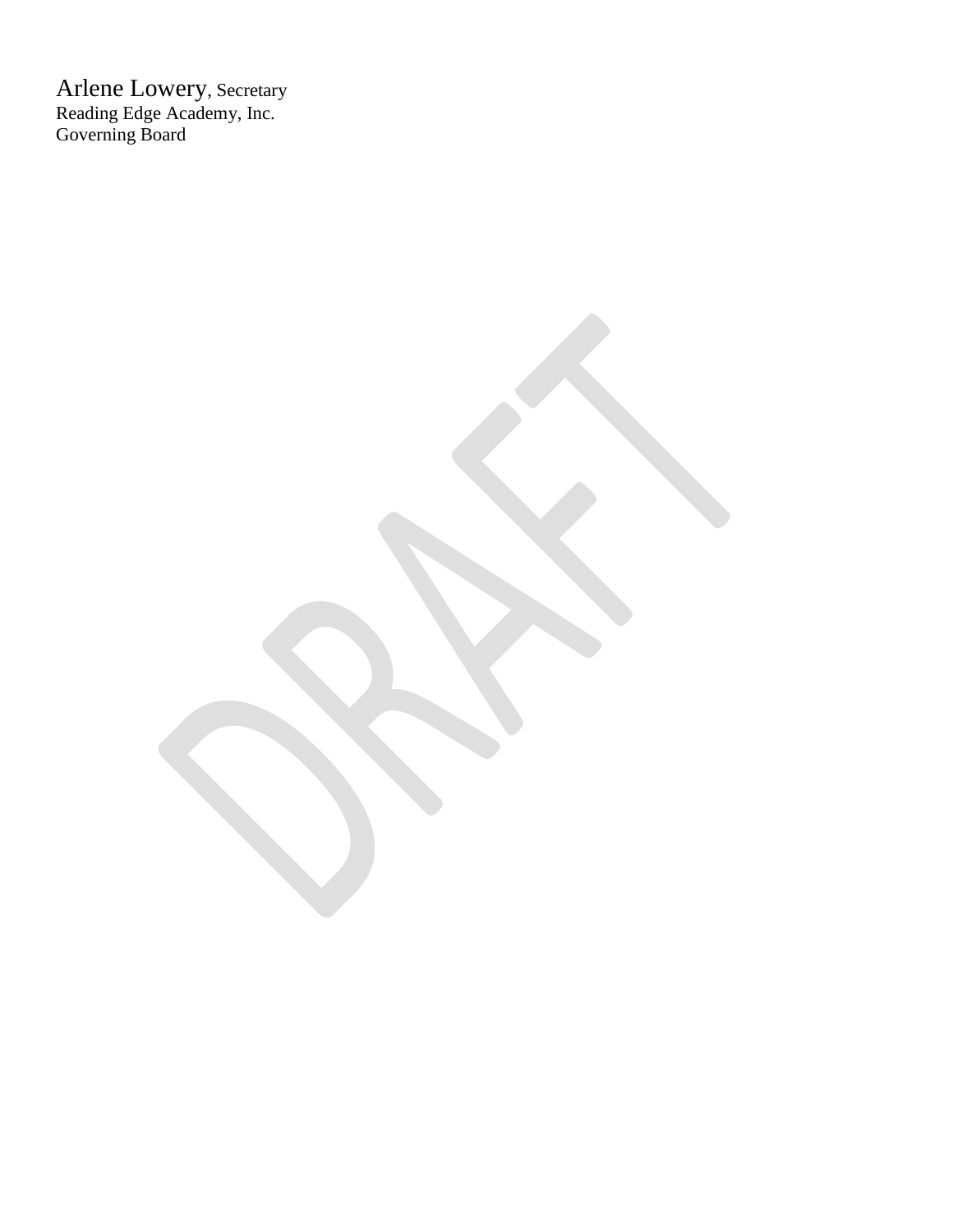Arlene Lowery, Secretary
Reading Edge Academy, Inc.
Governing Board